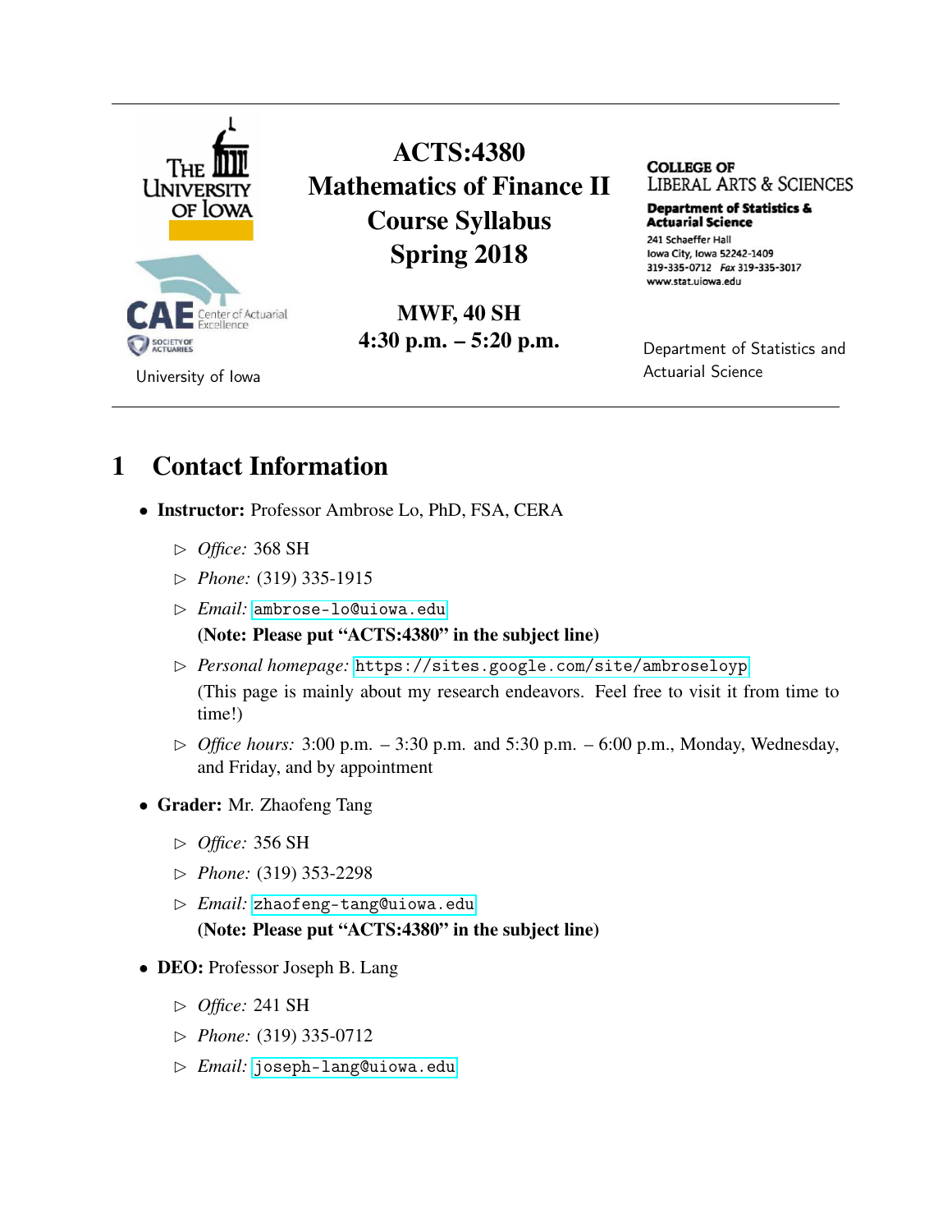University of Iowa

# ACTS:4380 Mathematics of Finance II Course Syllabus Spring 2018

**MWF, 40 SH**
**4:30 p.m. – 5:20 p.m.**

COLLEGE OF LIBERAL ARTS & SCIENCES
**Department of Statistics & Actuarial Science**
241 Schaeffer Hall
Iowa City, Iowa 52242-1409
319-335-0712 *Fax* 319-335-3017
www.stat.uiowa.edu

Department of Statistics and Actuarial Science

## 1 Contact Information

- **Instructor:** Professor Ambrose Lo, PhD, FSA, CERA
  - *Office:* 368 SH
  - *Phone:* (319) 335-1915
  - *Email:* ambrose-lo@uiowa.edu
    **(Note: Please put "ACTS:4380" in the subject line)**
  - *Personal homepage:* https://sites.google.com/site/ambroseloyp
    (This page is mainly about my research endeavors. Feel free to visit it from time to time!)
  - *Office hours:* 3:00 p.m. – 3:30 p.m. and 5:30 p.m. – 6:00 p.m., Monday, Wednesday, and Friday, and by appointment
- **Grader:** Mr. Zhaofeng Tang
  - *Office:* 356 SH
  - *Phone:* (319) 353-2298
  - *Email:* zhaofeng-tang@uiowa.edu
    **(Note: Please put "ACTS:4380" in the subject line)**
- **DEO:** Professor Joseph B. Lang
  - *Office:* 241 SH
  - *Phone:* (319) 335-0712
  - *Email:* joseph-lang@uiowa.edu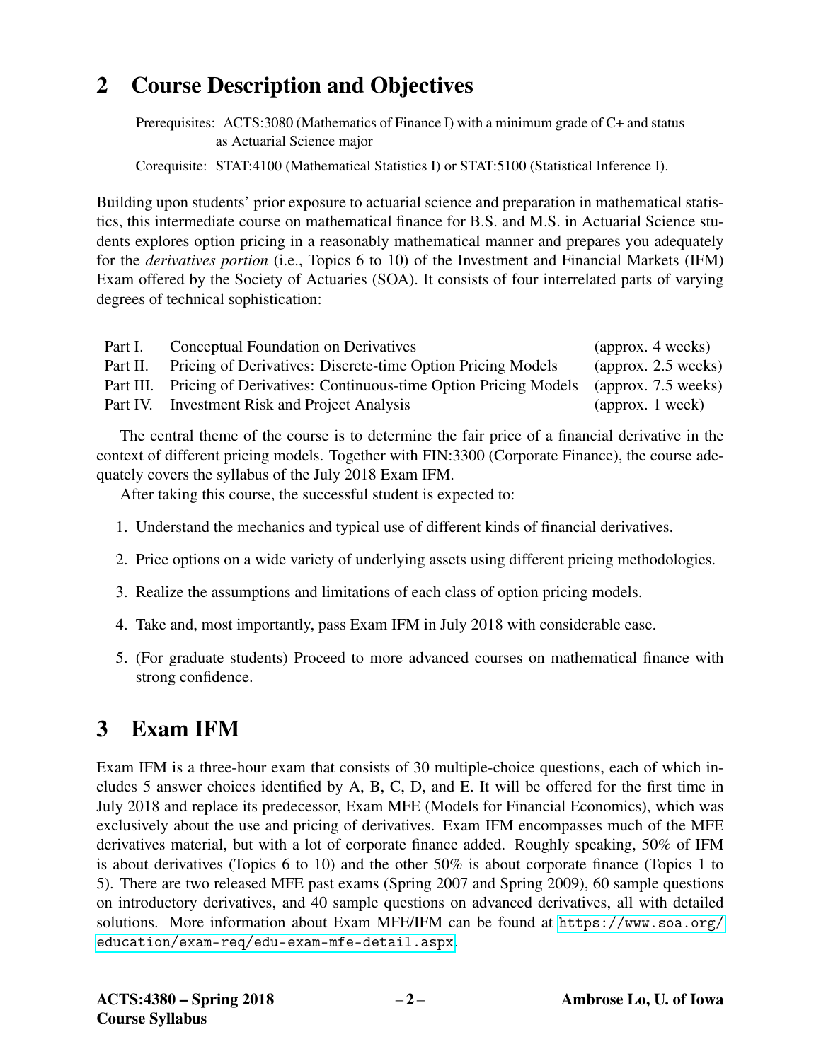## 2 Course Description and Objectives

Prerequisites: ACTS:3080 (Mathematics of Finance I) with a minimum grade of C+ and status as Actuarial Science major

Corequisite: STAT:4100 (Mathematical Statistics I) or STAT:5100 (Statistical Inference I).

Building upon students' prior exposure to actuarial science and preparation in mathematical statistics, this intermediate course on mathematical finance for B.S. and M.S. in Actuarial Science students explores option pricing in a reasonably mathematical manner and prepares you adequately for the *derivatives portion* (i.e., Topics 6 to 10) of the Investment and Financial Markets (IFM) Exam offered by the Society of Actuaries (SOA). It consists of four interrelated parts of varying degrees of technical sophistication:

| | | |
|---|---|---|
| Part I. | Conceptual Foundation on Derivatives | (approx. 4 weeks) |
| Part II. | Pricing of Derivatives: Discrete-time Option Pricing Models | (approx. 2.5 weeks) |
| Part III. | Pricing of Derivatives: Continuous-time Option Pricing Models | (approx. 7.5 weeks) |
| Part IV. | Investment Risk and Project Analysis | (approx. 1 week) |

The central theme of the course is to determine the fair price of a financial derivative in the context of different pricing models. Together with FIN:3300 (Corporate Finance), the course adequately covers the syllabus of the July 2018 Exam IFM.

After taking this course, the successful student is expected to:

1. Understand the mechanics and typical use of different kinds of financial derivatives.
2. Price options on a wide variety of underlying assets using different pricing methodologies.
3. Realize the assumptions and limitations of each class of option pricing models.
4. Take and, most importantly, pass Exam IFM in July 2018 with considerable ease.
5. (For graduate students) Proceed to more advanced courses on mathematical finance with strong confidence.

## 3 Exam IFM

Exam IFM is a three-hour exam that consists of 30 multiple-choice questions, each of which includes 5 answer choices identified by A, B, C, D, and E. It will be offered for the first time in July 2018 and replace its predecessor, Exam MFE (Models for Financial Economics), which was exclusively about the use and pricing of derivatives. Exam IFM encompasses much of the MFE derivatives material, but with a lot of corporate finance added. Roughly speaking, 50% of IFM is about derivatives (Topics 6 to 10) and the other 50% is about corporate finance (Topics 1 to 5). There are two released MFE past exams (Spring 2007 and Spring 2009), 60 sample questions on introductory derivatives, and 40 sample questions on advanced derivatives, all with detailed solutions. More information about Exam MFE/IFM can be found at https://www.soa.org/education/exam-req/edu-exam-mfe-detail.aspx.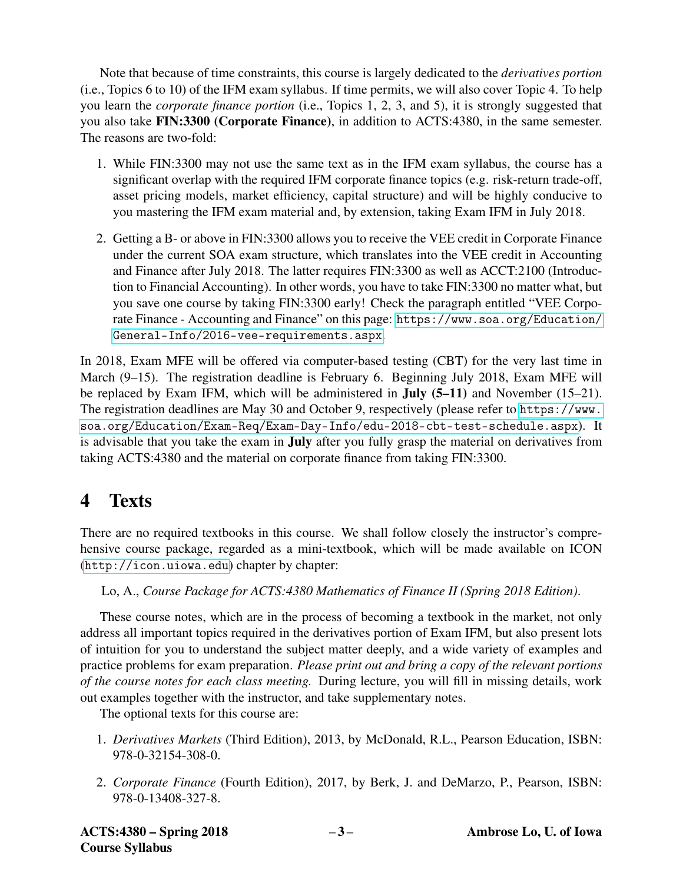Note that because of time constraints, this course is largely dedicated to the *derivatives portion* (i.e., Topics 6 to 10) of the IFM exam syllabus. If time permits, we will also cover Topic 4. To help you learn the *corporate finance portion* (i.e., Topics 1, 2, 3, and 5), it is strongly suggested that you also take **FIN:3300 (Corporate Finance)**, in addition to ACTS:4380, in the same semester. The reasons are two-fold:

1. While FIN:3300 may not use the same text as in the IFM exam syllabus, the course has a significant overlap with the required IFM corporate finance topics (e.g. risk-return trade-off, asset pricing models, market efficiency, capital structure) and will be highly conducive to you mastering the IFM exam material and, by extension, taking Exam IFM in July 2018.

2. Getting a B- or above in FIN:3300 allows you to receive the VEE credit in Corporate Finance under the current SOA exam structure, which translates into the VEE credit in Accounting and Finance after July 2018. The latter requires FIN:3300 as well as ACCT:2100 (Introduction to Financial Accounting). In other words, you have to take FIN:3300 no matter what, but you save one course by taking FIN:3300 early! Check the paragraph entitled "VEE Corporate Finance - Accounting and Finance" on this page: https://www.soa.org/Education/General-Info/2016-vee-requirements.aspx.

In 2018, Exam MFE will be offered via computer-based testing (CBT) for the very last time in March (9–15). The registration deadline is February 6. Beginning July 2018, Exam MFE will be replaced by Exam IFM, which will be administered in **July (5–11)** and November (15–21). The registration deadlines are May 30 and October 9, respectively (please refer to https://www.soa.org/Education/Exam-Req/Exam-Day-Info/edu-2018-cbt-test-schedule.aspx). It is advisable that you take the exam in **July** after you fully grasp the material on derivatives from taking ACTS:4380 and the material on corporate finance from taking FIN:3300.

# 4 Texts

There are no required textbooks in this course. We shall follow closely the instructor's comprehensive course package, regarded as a mini-textbook, which will be made available on ICON (http://icon.uiowa.edu) chapter by chapter:

Lo, A., *Course Package for ACTS:4380 Mathematics of Finance II (Spring 2018 Edition)*.

These course notes, which are in the process of becoming a textbook in the market, not only address all important topics required in the derivatives portion of Exam IFM, but also present lots of intuition for you to understand the subject matter deeply, and a wide variety of examples and practice problems for exam preparation. *Please print out and bring a copy of the relevant portions of the course notes for each class meeting.* During lecture, you will fill in missing details, work out examples together with the instructor, and take supplementary notes.

The optional texts for this course are:

1. *Derivatives Markets* (Third Edition), 2013, by McDonald, R.L., Pearson Education, ISBN: 978-0-32154-308-0.

2. *Corporate Finance* (Fourth Edition), 2017, by Berk, J. and DeMarzo, P., Pearson, ISBN: 978-0-13408-327-8.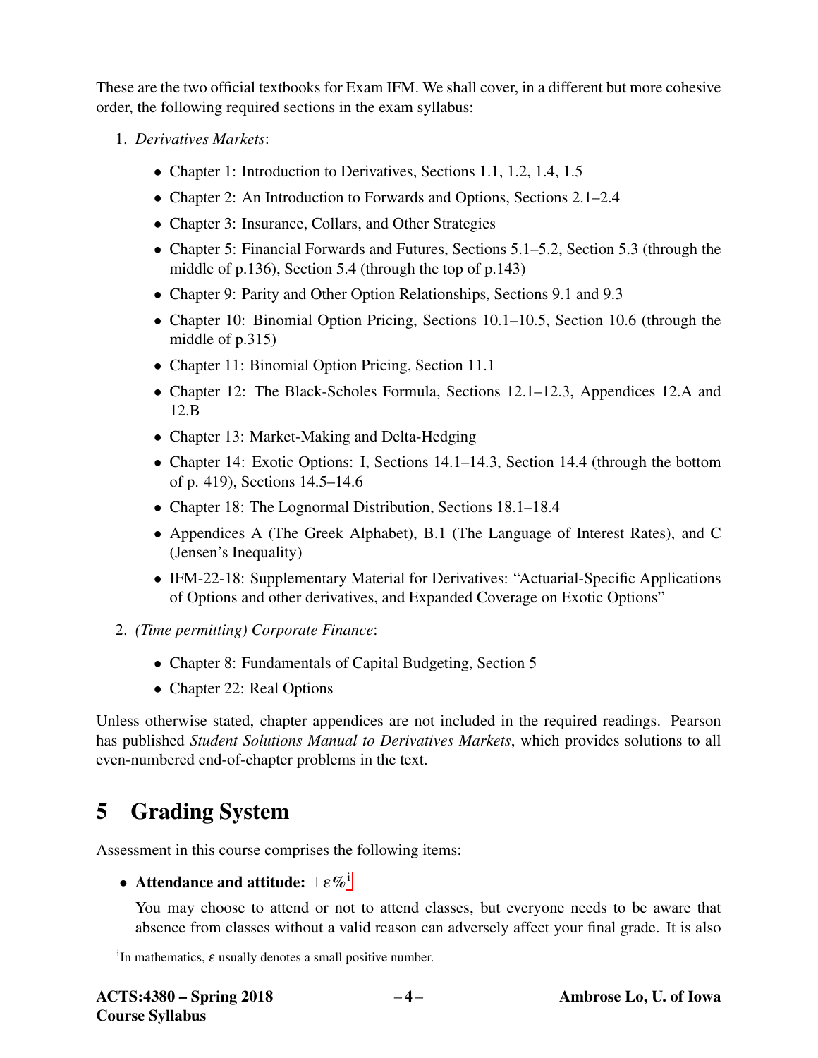These are the two official textbooks for Exam IFM. We shall cover, in a different but more cohesive order, the following required sections in the exam syllabus:

1. *Derivatives Markets*:
   - Chapter 1: Introduction to Derivatives, Sections 1.1, 1.2, 1.4, 1.5
   - Chapter 2: An Introduction to Forwards and Options, Sections 2.1–2.4
   - Chapter 3: Insurance, Collars, and Other Strategies
   - Chapter 5: Financial Forwards and Futures, Sections 5.1–5.2, Section 5.3 (through the middle of p.136), Section 5.4 (through the top of p.143)
   - Chapter 9: Parity and Other Option Relationships, Sections 9.1 and 9.3
   - Chapter 10: Binomial Option Pricing, Sections 10.1–10.5, Section 10.6 (through the middle of p.315)
   - Chapter 11: Binomial Option Pricing, Section 11.1
   - Chapter 12: The Black-Scholes Formula, Sections 12.1–12.3, Appendices 12.A and 12.B
   - Chapter 13: Market-Making and Delta-Hedging
   - Chapter 14: Exotic Options: I, Sections 14.1–14.3, Section 14.4 (through the bottom of p. 419), Sections 14.5–14.6
   - Chapter 18: The Lognormal Distribution, Sections 18.1–18.4
   - Appendices A (The Greek Alphabet), B.1 (The Language of Interest Rates), and C (Jensen's Inequality)
   - IFM-22-18: Supplementary Material for Derivatives: "Actuarial-Specific Applications of Options and other derivatives, and Expanded Coverage on Exotic Options"
2. *(Time permitting) Corporate Finance*:
   - Chapter 8: Fundamentals of Capital Budgeting, Section 5
   - Chapter 22: Real Options

Unless otherwise stated, chapter appendices are not included in the required readings. Pearson has published *Student Solutions Manual to Derivatives Markets*, which provides solutions to all even-numbered end-of-chapter problems in the text.

# 5 Grading System

Assessment in this course comprises the following items:

- **Attendance and attitude: $\pm\varepsilon\%$**[i]

  You may choose to attend or not to attend classes, but everyone needs to be aware that absence from classes without a valid reason can adversely affect your final grade. It is also

[i] In mathematics, $\varepsilon$ usually denotes a small positive number.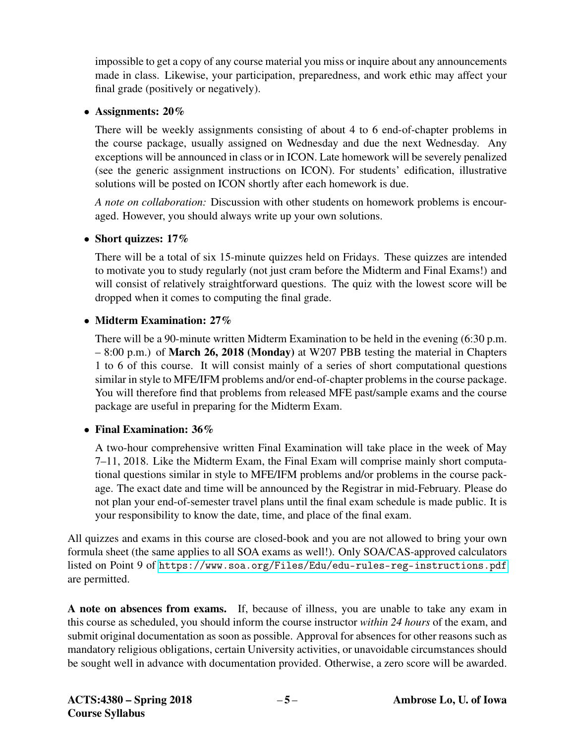impossible to get a copy of any course material you miss or inquire about any announcements made in class. Likewise, your participation, preparedness, and work ethic may affect your final grade (positively or negatively).

- **Assignments: 20%**

  There will be weekly assignments consisting of about 4 to 6 end-of-chapter problems in the course package, usually assigned on Wednesday and due the next Wednesday. Any exceptions will be announced in class or in ICON. Late homework will be severely penalized (see the generic assignment instructions on ICON). For students' edification, illustrative solutions will be posted on ICON shortly after each homework is due.

  *A note on collaboration:* Discussion with other students on homework problems is encouraged. However, you should always write up your own solutions.

- **Short quizzes: 17%**

  There will be a total of six 15-minute quizzes held on Fridays. These quizzes are intended to motivate you to study regularly (not just cram before the Midterm and Final Exams!) and will consist of relatively straightforward questions. The quiz with the lowest score will be dropped when it comes to computing the final grade.

- **Midterm Examination: 27%**

  There will be a 90-minute written Midterm Examination to be held in the evening (6:30 p.m. – 8:00 p.m.) of **March 26, 2018 (Monday)** at W207 PBB testing the material in Chapters 1 to 6 of this course. It will consist mainly of a series of short computational questions similar in style to MFE/IFM problems and/or end-of-chapter problems in the course package. You will therefore find that problems from released MFE past/sample exams and the course package are useful in preparing for the Midterm Exam.

- **Final Examination: 36%**

  A two-hour comprehensive written Final Examination will take place in the week of May 7–11, 2018. Like the Midterm Exam, the Final Exam will comprise mainly short computational questions similar in style to MFE/IFM problems and/or problems in the course package. The exact date and time will be announced by the Registrar in mid-February. Please do not plan your end-of-semester travel plans until the final exam schedule is made public. It is your responsibility to know the date, time, and place of the final exam.

All quizzes and exams in this course are closed-book and you are not allowed to bring your own formula sheet (the same applies to all SOA exams as well!). Only SOA/CAS-approved calculators listed on Point 9 of `https://www.soa.org/Files/Edu/edu-rules-reg-instructions.pdf` are permitted.

**A note on absences from exams.** If, because of illness, you are unable to take any exam in this course as scheduled, you should inform the course instructor *within 24 hours* of the exam, and submit original documentation as soon as possible. Approval for absences for other reasons such as mandatory religious obligations, certain University activities, or unavoidable circumstances should be sought well in advance with documentation provided. Otherwise, a zero score will be awarded.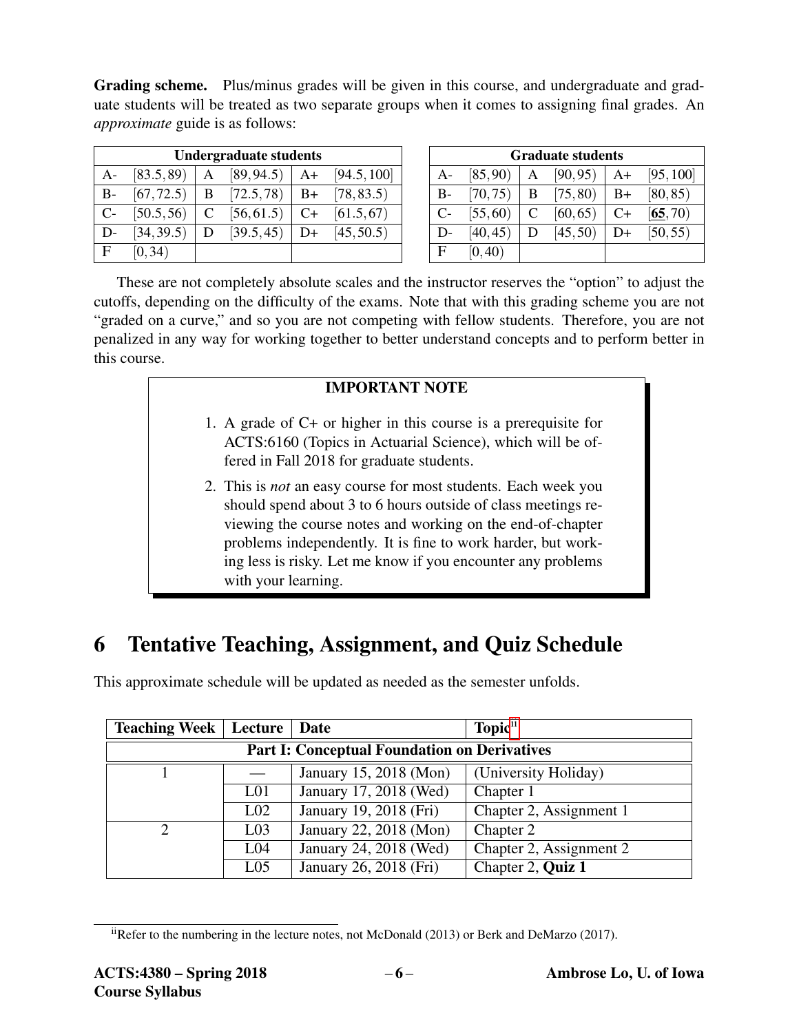**Grading scheme.** Plus/minus grades will be given in this course, and undergraduate and graduate students will be treated as two separate groups when it comes to assigning final grades. An *approximate* guide is as follows:

| Undergraduate students | | | | | |
|---|---|---|---|---|---|
| A- | $[83.5, 89)$ | A | $[89, 94.5)$ | A+ | $[94.5, 100]$ |
| B- | $[67, 72.5)$ | B | $[72.5, 78)$ | B+ | $[78, 83.5)$ |
| C- | $[50.5, 56)$ | C | $[56, 61.5)$ | C+ | $[61.5, 67)$ |
| D- | $[34, 39.5)$ | D | $[39.5, 45)$ | D+ | $[45, 50.5)$ |
| F | $[0, 34)$ | | | | |

| Graduate students | | | | | |
|---|---|---|---|---|---|
| A- | $[85, 90)$ | A | $[90, 95)$ | A+ | $[95, 100]$ |
| B- | $[70, 75)$ | B | $[75, 80)$ | B+ | $[80, 85)$ |
| C- | $[55, 60)$ | C | $[60, 65)$ | C+ | [**65**, 70) |
| D- | $[40, 45)$ | D | $[45, 50)$ | D+ | $[50, 55)$ |
| F | $[0, 40)$ | | | | |

These are not completely absolute scales and the instructor reserves the "option" to adjust the cutoffs, depending on the difficulty of the exams. Note that with this grading scheme you are not "graded on a curve," and so you are not competing with fellow students. Therefore, you are not penalized in any way for working together to better understand concepts and to perform better in this course.

**IMPORTANT NOTE**

1. A grade of C+ or higher in this course is a prerequisite for ACTS:6160 (Topics in Actuarial Science), which will be offered in Fall 2018 for graduate students.
2. This is *not* an easy course for most students. Each week you should spend about 3 to 6 hours outside of class meetings reviewing the course notes and working on the end-of-chapter problems independently. It is fine to work harder, but working less is risky. Let me know if you encounter any problems with your learning.

# 6 Tentative Teaching, Assignment, and Quiz Schedule

This approximate schedule will be updated as needed as the semester unfolds.

| Teaching Week | Lecture | Date | Topic[ii] |
|---|---|---|---|
| **Part I: Conceptual Foundation on Derivatives** | | | |
| 1 | — | January 15, 2018 (Mon) | (University Holiday) |
| | L01 | January 17, 2018 (Wed) | Chapter 1 |
| | L02 | January 19, 2018 (Fri) | Chapter 2, Assignment 1 |
| 2 | L03 | January 22, 2018 (Mon) | Chapter 2 |
| | L04 | January 24, 2018 (Wed) | Chapter 2, Assignment 2 |
| | L05 | January 26, 2018 (Fri) | Chapter 2, **Quiz 1** |

[ii] Refer to the numbering in the lecture notes, not McDonald (2013) or Berk and DeMarzo (2017).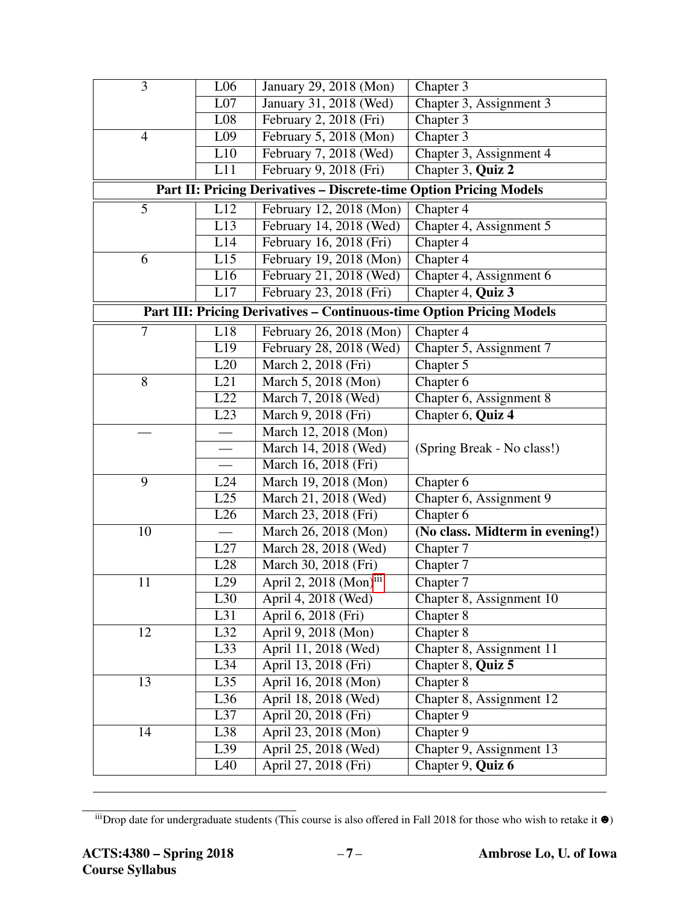| | | | |
|---|---|---|---|
| 3 | L06 | January 29, 2018 (Mon) | Chapter 3 |
| | L07 | January 31, 2018 (Wed) | Chapter 3, Assignment 3 |
| | L08 | February 2, 2018 (Fri) | Chapter 3 |
| 4 | L09 | February 5, 2018 (Mon) | Chapter 3 |
| | L10 | February 7, 2018 (Wed) | Chapter 3, Assignment 4 |
| | L11 | February 9, 2018 (Fri) | Chapter 3, **Quiz 2** |
| **Part II: Pricing Derivatives – Discrete-time Option Pricing Models** | | | |
| 5 | L12 | February 12, 2018 (Mon) | Chapter 4 |
| | L13 | February 14, 2018 (Wed) | Chapter 4, Assignment 5 |
| | L14 | February 16, 2018 (Fri) | Chapter 4 |
| 6 | L15 | February 19, 2018 (Mon) | Chapter 4 |
| | L16 | February 21, 2018 (Wed) | Chapter 4, Assignment 6 |
| | L17 | February 23, 2018 (Fri) | Chapter 4, **Quiz 3** |
| **Part III: Pricing Derivatives – Continuous-time Option Pricing Models** | | | |
| 7 | L18 | February 26, 2018 (Mon) | Chapter 4 |
| | L19 | February 28, 2018 (Wed) | Chapter 5, Assignment 7 |
| | L20 | March 2, 2018 (Fri) | Chapter 5 |
| 8 | L21 | March 5, 2018 (Mon) | Chapter 6 |
| | L22 | March 7, 2018 (Wed) | Chapter 6, Assignment 8 |
| | L23 | March 9, 2018 (Fri) | Chapter 6, **Quiz 4** |
| — | — | March 12, 2018 (Mon) | (Spring Break - No class!) |
| | — | March 14, 2018 (Wed) | |
| | — | March 16, 2018 (Fri) | |
| 9 | L24 | March 19, 2018 (Mon) | Chapter 6 |
| | L25 | March 21, 2018 (Wed) | Chapter 6, Assignment 9 |
| | L26 | March 23, 2018 (Fri) | Chapter 6 |
| 10 | — | March 26, 2018 (Mon) | **(No class. Midterm in evening!)** |
| | L27 | March 28, 2018 (Wed) | Chapter 7 |
| | L28 | March 30, 2018 (Fri) | Chapter 7 |
| 11 | L29 | April 2, 2018 (Mon)[iii] | Chapter 7 |
| | L30 | April 4, 2018 (Wed) | Chapter 8, Assignment 10 |
| | L31 | April 6, 2018 (Fri) | Chapter 8 |
| 12 | L32 | April 9, 2018 (Mon) | Chapter 8 |
| | L33 | April 11, 2018 (Wed) | Chapter 8, Assignment 11 |
| | L34 | April 13, 2018 (Fri) | Chapter 8, **Quiz 5** |
| 13 | L35 | April 16, 2018 (Mon) | Chapter 8 |
| | L36 | April 18, 2018 (Wed) | Chapter 8, Assignment 12 |
| | L37 | April 20, 2018 (Fri) | Chapter 9 |
| 14 | L38 | April 23, 2018 (Mon) | Chapter 9 |
| | L39 | April 25, 2018 (Wed) | Chapter 9, Assignment 13 |
| | L40 | April 27, 2018 (Fri) | Chapter 9, **Quiz 6** |

[iii] Drop date for undergraduate students (This course is also offered in Fall 2018 for those who wish to retake it ☻)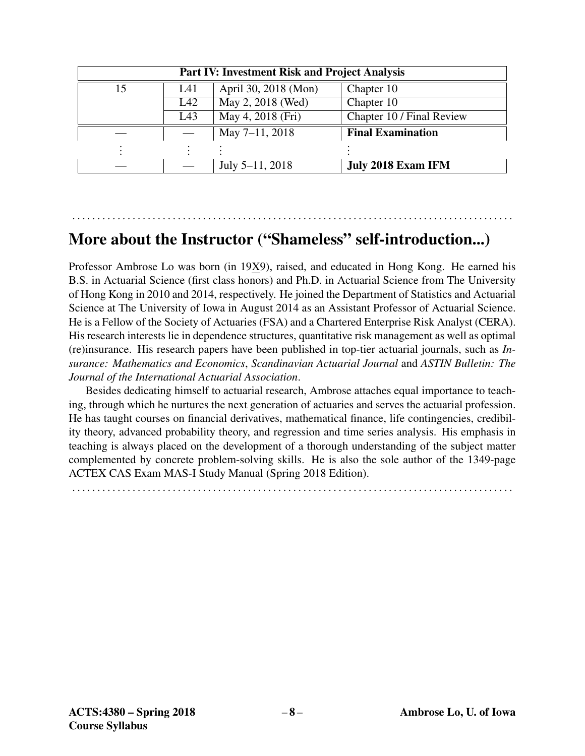| Part IV: Investment Risk and Project Analysis | | | |
|---|---|---|---|
| 15 | L41 | April 30, 2018 (Mon) | Chapter 10 |
| | L42 | May 2, 2018 (Wed) | Chapter 10 |
| | L43 | May 4, 2018 (Fri) | Chapter 10 / Final Review |
| — | — | May 7–11, 2018 | **Final Examination** |
| ⋮ | ⋮ | ⋮ | ⋮ |
| — | — | July 5–11, 2018 | **July 2018 Exam IFM** |

## More about the Instructor ("Shameless" self-introduction...)

Professor Ambrose Lo was born (in 19X9), raised, and educated in Hong Kong. He earned his B.S. in Actuarial Science (first class honors) and Ph.D. in Actuarial Science from The University of Hong Kong in 2010 and 2014, respectively. He joined the Department of Statistics and Actuarial Science at The University of Iowa in August 2014 as an Assistant Professor of Actuarial Science. He is a Fellow of the Society of Actuaries (FSA) and a Chartered Enterprise Risk Analyst (CERA). His research interests lie in dependence structures, quantitative risk management as well as optimal (re)insurance. His research papers have been published in top-tier actuarial journals, such as *Insurance: Mathematics and Economics*, *Scandinavian Actuarial Journal* and *ASTIN Bulletin: The Journal of the International Actuarial Association*.

Besides dedicating himself to actuarial research, Ambrose attaches equal importance to teaching, through which he nurtures the next generation of actuaries and serves the actuarial profession. He has taught courses on financial derivatives, mathematical finance, life contingencies, credibility theory, advanced probability theory, and regression and time series analysis. His emphasis in teaching is always placed on the development of a thorough understanding of the subject matter complemented by concrete problem-solving skills. He is also the sole author of the 1349-page ACTEX CAS Exam MAS-I Study Manual (Spring 2018 Edition).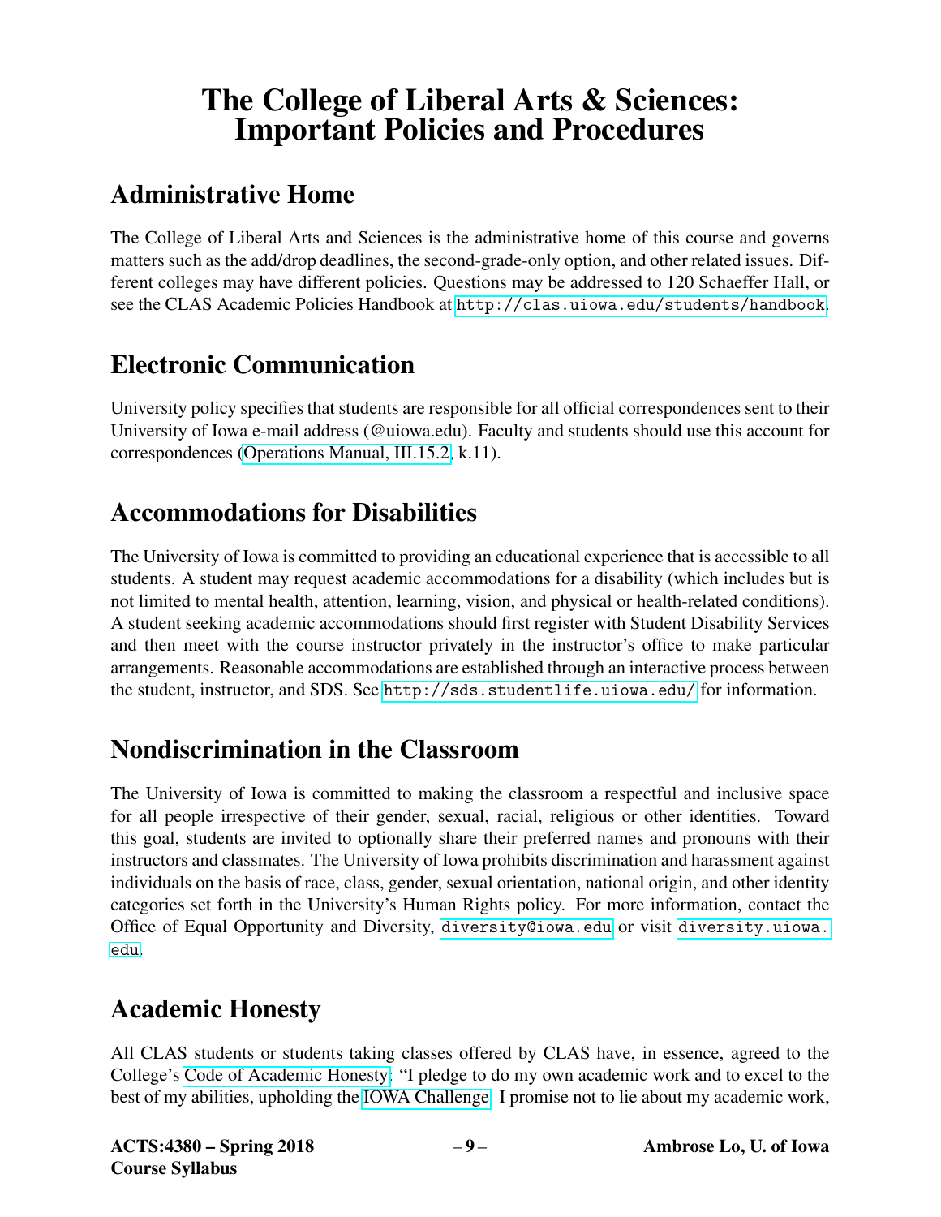# The College of Liberal Arts & Sciences: Important Policies and Procedures

## Administrative Home

The College of Liberal Arts and Sciences is the administrative home of this course and governs matters such as the add/drop deadlines, the second-grade-only option, and other related issues. Different colleges may have different policies. Questions may be addressed to 120 Schaeffer Hall, or see the CLAS Academic Policies Handbook at http://clas.uiowa.edu/students/handbook.

## Electronic Communication

University policy specifies that students are responsible for all official correspondences sent to their University of Iowa e-mail address (@uiowa.edu). Faculty and students should use this account for correspondences (Operations Manual, III.15.2, k.11).

## Accommodations for Disabilities

The University of Iowa is committed to providing an educational experience that is accessible to all students. A student may request academic accommodations for a disability (which includes but is not limited to mental health, attention, learning, vision, and physical or health-related conditions). A student seeking academic accommodations should first register with Student Disability Services and then meet with the course instructor privately in the instructor's office to make particular arrangements. Reasonable accommodations are established through an interactive process between the student, instructor, and SDS. See http://sds.studentlife.uiowa.edu/ for information.

## Nondiscrimination in the Classroom

The University of Iowa is committed to making the classroom a respectful and inclusive space for all people irrespective of their gender, sexual, racial, religious or other identities. Toward this goal, students are invited to optionally share their preferred names and pronouns with their instructors and classmates. The University of Iowa prohibits discrimination and harassment against individuals on the basis of race, class, gender, sexual orientation, national origin, and other identity categories set forth in the University's Human Rights policy. For more information, contact the Office of Equal Opportunity and Diversity, diversity@iowa.edu or visit diversity.uiowa.edu.

## Academic Honesty

All CLAS students or students taking classes offered by CLAS have, in essence, agreed to the College's Code of Academic Honesty: "I pledge to do my own academic work and to excel to the best of my abilities, upholding the IOWA Challenge. I promise not to lie about my academic work,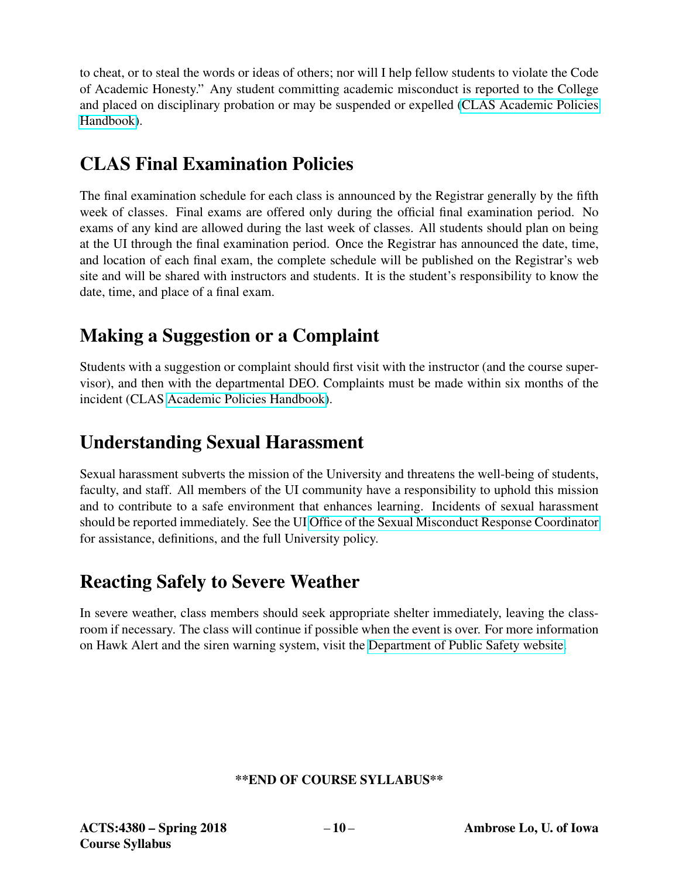to cheat, or to steal the words or ideas of others; nor will I help fellow students to violate the Code of Academic Honesty." Any student committing academic misconduct is reported to the College and placed on disciplinary probation or may be suspended or expelled (CLAS Academic Policies Handbook).

## CLAS Final Examination Policies

The final examination schedule for each class is announced by the Registrar generally by the fifth week of classes. Final exams are offered only during the official final examination period. No exams of any kind are allowed during the last week of classes. All students should plan on being at the UI through the final examination period. Once the Registrar has announced the date, time, and location of each final exam, the complete schedule will be published on the Registrar's web site and will be shared with instructors and students. It is the student's responsibility to know the date, time, and place of a final exam.

## Making a Suggestion or a Complaint

Students with a suggestion or complaint should first visit with the instructor (and the course supervisor), and then with the departmental DEO. Complaints must be made within six months of the incident (CLAS Academic Policies Handbook).

## Understanding Sexual Harassment

Sexual harassment subverts the mission of the University and threatens the well-being of students, faculty, and staff. All members of the UI community have a responsibility to uphold this mission and to contribute to a safe environment that enhances learning. Incidents of sexual harassment should be reported immediately. See the UI Office of the Sexual Misconduct Response Coordinator for assistance, definitions, and the full University policy.

## Reacting Safely to Severe Weather

In severe weather, class members should seek appropriate shelter immediately, leaving the classroom if necessary. The class will continue if possible when the event is over. For more information on Hawk Alert and the siren warning system, visit the Department of Public Safety website.

**\*\*END OF COURSE SYLLABUS\*\***